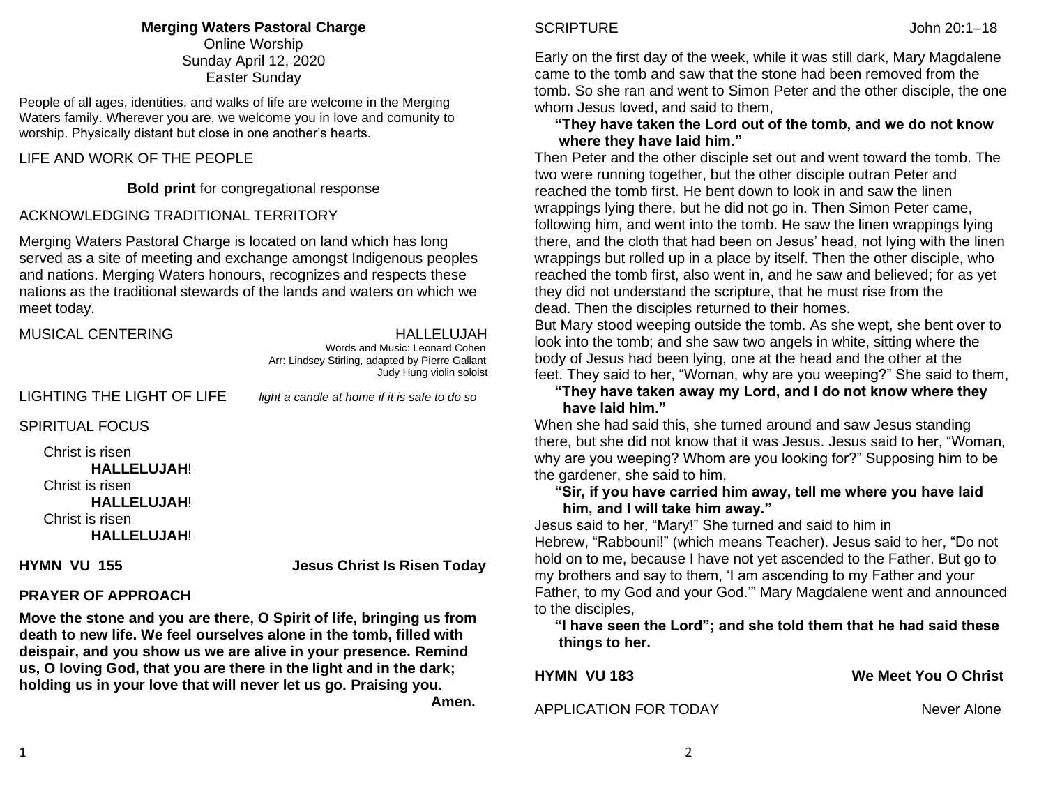**Merging Waters Pastoral Charge**
Online Worship
Sunday April 12, 2020
Easter Sunday

People of all ages, identities, and walks of life are welcome in the Merging Waters family. Wherever you are, we welcome you in love and comunity to worship. Physically distant but close in one another's hearts.

LIFE AND WORK OF THE PEOPLE

**Bold print** for congregational response

ACKNOWLEDGING TRADITIONAL TERRITORY

Merging Waters Pastoral Charge is located on land which has long served as a site of meeting and exchange amongst Indigenous peoples and nations. Merging Waters honours, recognizes and respects these nations as the traditional stewards of the lands and waters on which we meet today.

MUSICAL CENTERING HALLELUJAH

Words and Music: Leonard Cohen
Arr: Lindsey Stirling, adapted by Pierre Gallant
Judy Hung violin soloist

LIGHTING THE LIGHT OF LIFE *light a candle at home if it is safe to do so*

SPIRITUAL FOCUS

Christ is risen
**HALLELUJAH**!
Christ is risen
**HALLELUJAH**!
Christ is risen
**HALLELUJAH**!

**HYMN VU 155 Jesus Christ Is Risen Today**

**PRAYER OF APPROACH**

**Move the stone and you are there, O Spirit of life, bringing us from death to new life. We feel ourselves alone in the tomb, filled with deispair, and you show us we are alive in your presence. Remind us, O loving God, that you are there in the light and in the dark; holding us in your love that will never let us go. Praising you. Amen.**

SCRIPTURE John 20:1–18

Early on the first day of the week, while it was still dark, Mary Magdalene came to the tomb and saw that the stone had been removed from the tomb. So she ran and went to Simon Peter and the other disciple, the one whom Jesus loved, and said to them,

**"They have taken the Lord out of the tomb, and we do not know where they have laid him."**

Then Peter and the other disciple set out and went toward the tomb. The two were running together, but the other disciple outran Peter and reached the tomb first. He bent down to look in and saw the linen wrappings lying there, but he did not go in. Then Simon Peter came, following him, and went into the tomb. He saw the linen wrappings lying there, and the cloth that had been on Jesus' head, not lying with the linen wrappings but rolled up in a place by itself. Then the other disciple, who reached the tomb first, also went in, and he saw and believed; for as yet they did not understand the scripture, that he must rise from the dead. Then the disciples returned to their homes.

But Mary stood weeping outside the tomb. As she wept, she bent over to look into the tomb; and she saw two angels in white, sitting where the body of Jesus had been lying, one at the head and the other at the feet. They said to her, "Woman, why are you weeping?" She said to them,

**"They have taken away my Lord, and I do not know where they have laid him."**

When she had said this, she turned around and saw Jesus standing there, but she did not know that it was Jesus. Jesus said to her, "Woman, why are you weeping? Whom are you looking for?" Supposing him to be the gardener, she said to him,

**"Sir, if you have carried him away, tell me where you have laid him, and I will take him away."**

Jesus said to her, "Mary!" She turned and said to him in Hebrew, "Rabbouni!" (which means Teacher). Jesus said to her, "Do not hold on to me, because I have not yet ascended to the Father. But go to my brothers and say to them, 'I am ascending to my Father and your Father, to my God and your God.'" Mary Magdalene went and announced to the disciples,

**"I have seen the Lord"; and she told them that he had said these things to her.**

**HYMN VU 183 We Meet You O Christ**

APPLICATION FOR TODAY Never Alone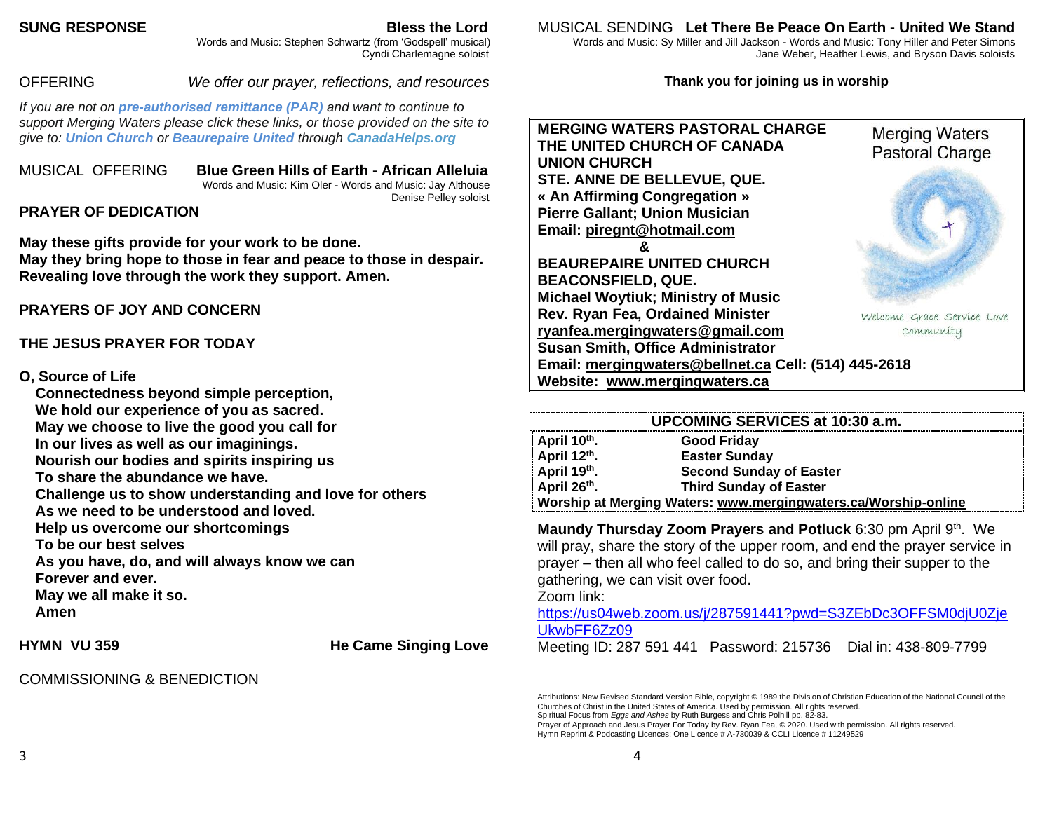**SUNG RESPONSE** **Bless the Lord**
Words and Music: Stephen Schwartz (from 'Godspell' musical)
Cyndi Charlemagne soloist

OFFERING *We offer our prayer, reflections, and resources*

*If you are not on **pre-authorised remittance (PAR)** and want to continue to support Merging Waters please click these links, or those provided on the site to give to: **Union Church** or **Beaurepaire United** through **CanadaHelps.org***

MUSICAL OFFERING **Blue Green Hills of Earth - African Alleluia**
Words and Music: Kim Oler - Words and Music: Jay Althouse
Denise Pelley soloist

**PRAYER OF DEDICATION**

**May these gifts provide for your work to be done.**
**May they bring hope to those in fear and peace to those in despair.**
**Revealing love through the work they support. Amen.**

**PRAYERS OF JOY AND CONCERN**

**THE JESUS PRAYER FOR TODAY**

**O, Source of Life**
**Connectedness beyond simple perception,**
**We hold our experience of you as sacred.**
**May we choose to live the good you call for**
**In our lives as well as our imaginings.**
**Nourish our bodies and spirits inspiring us**
**To share the abundance we have.**
**Challenge us to show understanding and love for others**
**As we need to be understood and loved.**
**Help us overcome our shortcomings**
**To be our best selves**
**As you have, do, and will always know we can**
**Forever and ever.**
**May we all make it so.**
**Amen**

**HYMN VU 359** **He Came Singing Love**

COMMISSIONING & BENEDICTION

MUSICAL SENDING **Let There Be Peace On Earth - United We Stand**
Words and Music: Sy Miller and Jill Jackson - Words and Music: Tony Hiller and Peter Simons
Jane Weber, Heather Lewis, and Bryson Davis soloists

**Thank you for joining us in worship**

**MERGING WATERS PASTORAL CHARGE**
**THE UNITED CHURCH OF CANADA**
**UNION CHURCH**
**STE. ANNE DE BELLEVUE, QUE.**
**« An Affirming Congregation »**
**Pierre Gallant; Union Musician**
**Email: piregnt@hotmail.com**
**&**
**BEAUREPAIRE UNITED CHURCH**
**BEACONSFIELD, QUE.**
**Michael Woytiuk; Ministry of Music**
**Rev. Ryan Fea, Ordained Minister**
**ryanfea.mergingwaters@gmail.com**
**Susan Smith, Office Administrator**
**Email: mergingwaters@bellnet.ca Cell: (514) 445-2618**
**Website: www.mergingwaters.ca**

Merging Waters Pastoral Charge
Welcome Grace Service Love Community

| **UPCOMING SERVICES at 10:30 a.m.** | |
|---|---|
| **April 10th.** | **Good Friday** |
| **April 12th.** | **Easter Sunday** |
| **April 19th.** | **Second Sunday of Easter** |
| **April 26th.** | **Third Sunday of Easter** |
| **Worship at Merging Waters: www.mergingwaters.ca/Worship-online** | |

**Maundy Thursday Zoom Prayers and Potluck** 6:30 pm April 9th. We will pray, share the story of the upper room, and end the prayer service in prayer – then all who feel called to do so, and bring their supper to the gathering, we can visit over food.
Zoom link:
https://us04web.zoom.us/j/287591441?pwd=S3ZEbDc3OFFSM0djU0ZjeUkwbFF6Zz09
Meeting ID: 287 591 441 Password: 215736 Dial in: 438-809-7799

Attributions: New Revised Standard Version Bible, copyright © 1989 the Division of Christian Education of the National Council of the Churches of Christ in the United States of America. Used by permission. All rights reserved.
Spiritual Focus from *Eggs and Ashes* by Ruth Burgess and Chris Polhill pp. 82-83.
Prayer of Approach and Jesus Prayer For Today by Rev. Ryan Fea, © 2020. Used with permission. All rights reserved.
Hymn Reprint & Podcasting Licences: One Licence # A-730039 & CCLI Licence # 11249529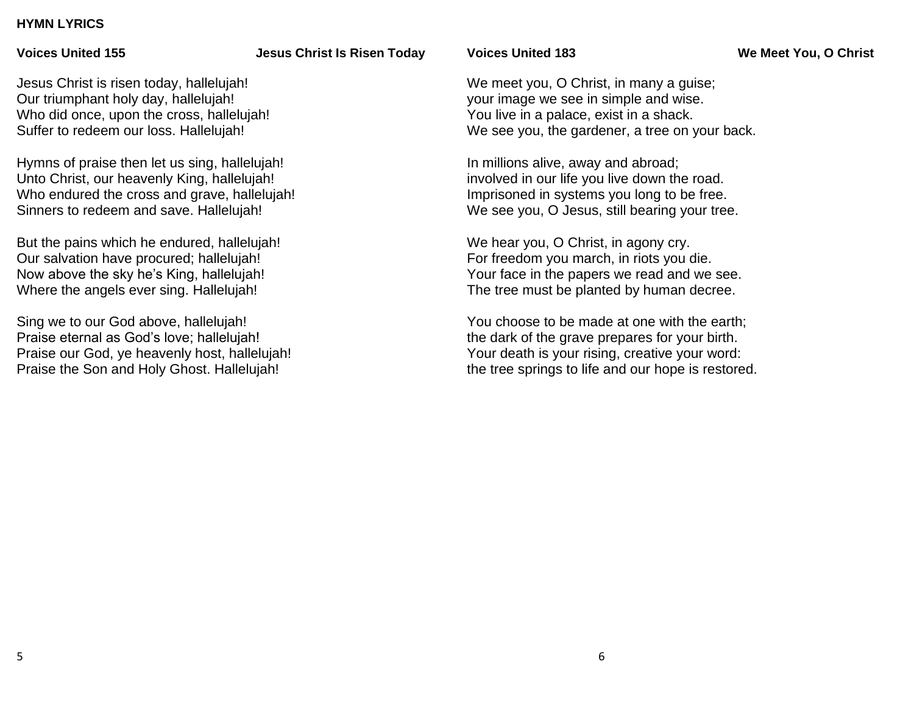**HYMN LYRICS**

**Voices United 155** **Jesus Christ Is Risen Today**

Jesus Christ is risen today, hallelujah!
Our triumphant holy day, hallelujah!
Who did once, upon the cross, hallelujah!
Suffer to redeem our loss. Hallelujah!

Hymns of praise then let us sing, hallelujah!
Unto Christ, our heavenly King, hallelujah!
Who endured the cross and grave, hallelujah!
Sinners to redeem and save. Hallelujah!

But the pains which he endured, hallelujah!
Our salvation have procured; hallelujah!
Now above the sky he's King, hallelujah!
Where the angels ever sing. Hallelujah!

Sing we to our God above, hallelujah!
Praise eternal as God's love; hallelujah!
Praise our God, ye heavenly host, hallelujah!
Praise the Son and Holy Ghost. Hallelujah!

**Voices United 183** **We Meet You, O Christ**

We meet you, O Christ, in many a guise;
your image we see in simple and wise.
You live in a palace, exist in a shack.
We see you, the gardener, a tree on your back.

In millions alive, away and abroad;
involved in our life you live down the road.
Imprisoned in systems you long to be free.
We see you, O Jesus, still bearing your tree.

We hear you, O Christ, in agony cry.
For freedom you march, in riots you die.
Your face in the papers we read and we see.
The tree must be planted by human decree.

You choose to be made at one with the earth;
the dark of the grave prepares for your birth.
Your death is your rising, creative your word:
the tree springs to life and our hope is restored.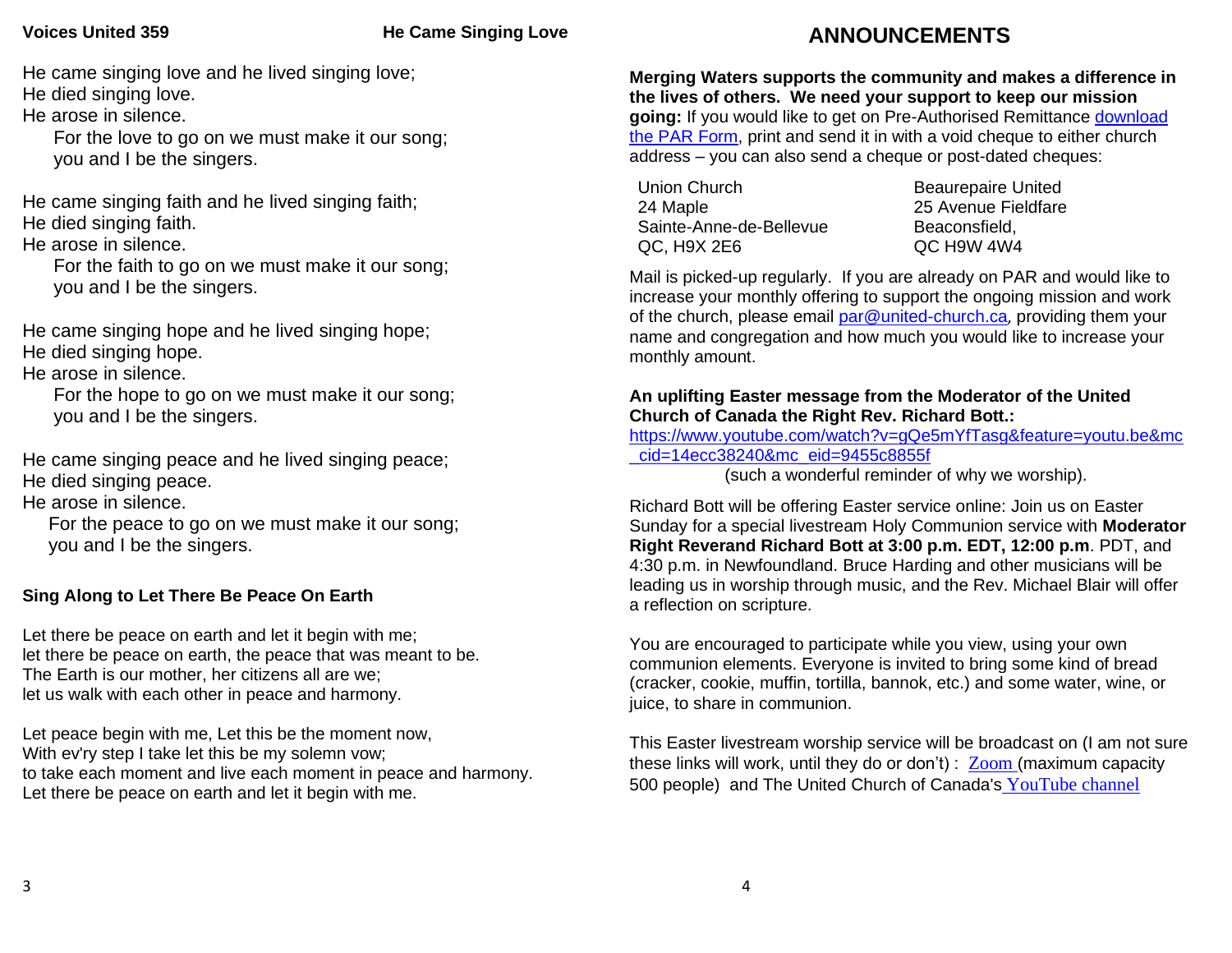**Voices United 359** **He Came Singing Love**

He came singing love and he lived singing love;
He died singing love.
He arose in silence.
For the love to go on we must make it our song;
you and I be the singers.

He came singing faith and he lived singing faith;
He died singing faith.
He arose in silence.
For the faith to go on we must make it our song;
you and I be the singers.

He came singing hope and he lived singing hope;
He died singing hope.
He arose in silence.
For the hope to go on we must make it our song;
you and I be the singers.

He came singing peace and he lived singing peace;
He died singing peace.
He arose in silence.
For the peace to go on we must make it our song;
you and I be the singers.

**Sing Along to Let There Be Peace On Earth**

Let there be peace on earth and let it begin with me;
let there be peace on earth, the peace that was meant to be.
The Earth is our mother, her citizens all are we;
let us walk with each other in peace and harmony.

Let peace begin with me, Let this be the moment now,
With ev'ry step I take let this be my solemn vow;
to take each moment and live each moment in peace and harmony.
Let there be peace on earth and let it begin with me.

## ANNOUNCEMENTS

**Merging Waters supports the community and makes a difference in the lives of others. We need your support to keep our mission going:** If you would like to get on Pre-Authorised Remittance download the PAR Form, print and send it in with a void cheque to either church address – you can also send a cheque or post-dated cheques:

| Union Church | Beaurepaire United |
|---|---|
| 24 Maple | 25 Avenue Fieldfare |
| Sainte-Anne-de-Bellevue | Beaconsfield, |
| QC, H9X 2E6 | QC H9W 4W4 |

Mail is picked-up regularly. If you are already on PAR and would like to increase your monthly offering to support the ongoing mission and work of the church, please email par@united-church.ca, providing them your name and congregation and how much you would like to increase your monthly amount.

**An uplifting Easter message from the Moderator of the United Church of Canada the Right Rev. Richard Bott.:**
https://www.youtube.com/watch?v=gQe5mYfTasg&feature=youtu.be&mc_cid=14ecc38240&mc_eid=9455c8855f
(such a wonderful reminder of why we worship).

Richard Bott will be offering Easter service online: Join us on Easter Sunday for a special livestream Holy Communion service with **Moderator Right Reverand Richard Bott at 3:00 p.m. EDT, 12:00 p.m**. PDT, and 4:30 p.m. in Newfoundland. Bruce Harding and other musicians will be leading us in worship through music, and the Rev. Michael Blair will offer a reflection on scripture.

You are encouraged to participate while you view, using your own communion elements. Everyone is invited to bring some kind of bread (cracker, cookie, muffin, tortilla, bannok, etc.) and some water, wine, or juice, to share in communion.

This Easter livestream worship service will be broadcast on (I am not sure these links will work, until they do or don't) : Zoom (maximum capacity 500 people) and The United Church of Canada's YouTube channel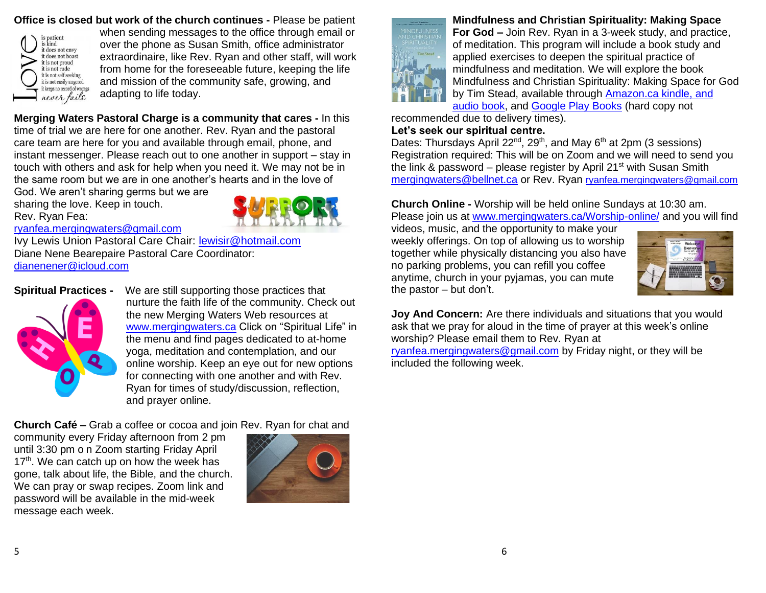**Office is closed but work of the church continues -** Please be patient when sending messages to the office through email or over the phone as Susan Smith, office administrator extraordinaire, like Rev. Ryan and other staff, will work from home for the foreseeable future, keeping the life and mission of the community safe, growing, and adapting to life today.

**Merging Waters Pastoral Charge is a community that cares -** In this time of trial we are here for one another. Rev. Ryan and the pastoral care team are here for you and available through email, phone, and instant messenger. Please reach out to one another in support – stay in touch with others and ask for help when you need it. We may not be in the same room but we are in one another's hearts and in the love of God. We aren't sharing germs but we are sharing the love. Keep in touch.
Rev. Ryan Fea:
ryanfea.mergingwaters@gmail.com
Ivy Lewis Union Pastoral Care Chair: lewisir@hotmail.com
Diane Nene Bearepaire Pastoral Care Coordinator:
dianenener@icloud.com

**Spiritual Practices -** We are still supporting those practices that nurture the faith life of the community. Check out the new Merging Waters Web resources at www.mergingwaters.ca Click on "Spiritual Life" in the menu and find pages dedicated to at-home yoga, meditation and contemplation, and our online worship. Keep an eye out for new options for connecting with one another and with Rev. Ryan for times of study/discussion, reflection, and prayer online.

**Church Café –** Grab a coffee or cocoa and join Rev. Ryan for chat and community every Friday afternoon from 2 pm until 3:30 pm o n Zoom starting Friday April 17th. We can catch up on how the week has gone, talk about life, the Bible, and the church. We can pray or swap recipes. Zoom link and password will be available in the mid-week message each week.

**Mindfulness and Christian Spirituality: Making Space For God –** Join Rev. Ryan in a 3-week study, and practice, of meditation. This program will include a book study and applied exercises to deepen the spiritual practice of mindfulness and meditation. We will explore the book Mindfulness and Christian Spirituality: Making Space for God by Tim Stead, available through Amazon.ca kindle, and audio book, and Google Play Books (hard copy not recommended due to delivery times).
**Let's seek our spiritual centre.**
Dates: Thursdays April 22nd, 29th, and May 6th at 2pm (3 sessions)
Registration required: This will be on Zoom and we will need to send you the link & password – please register by April 21st with Susan Smith mergingwaters@bellnet.ca or Rev. Ryan ryanfea.mergingwaters@gmail.com

**Church Online -** Worship will be held online Sundays at 10:30 am. Please join us at www.mergingwaters.ca/Worship-online/ and you will find videos, music, and the opportunity to make your weekly offerings. On top of allowing us to worship together while physically distancing you also have no parking problems, you can refill you coffee anytime, church in your pyjamas, you can mute the pastor – but don't.

**Joy And Concern:** Are there individuals and situations that you would ask that we pray for aloud in the time of prayer at this week's online worship? Please email them to Rev. Ryan at ryanfea.mergingwaters@gmail.com by Friday night, or they will be included the following week.